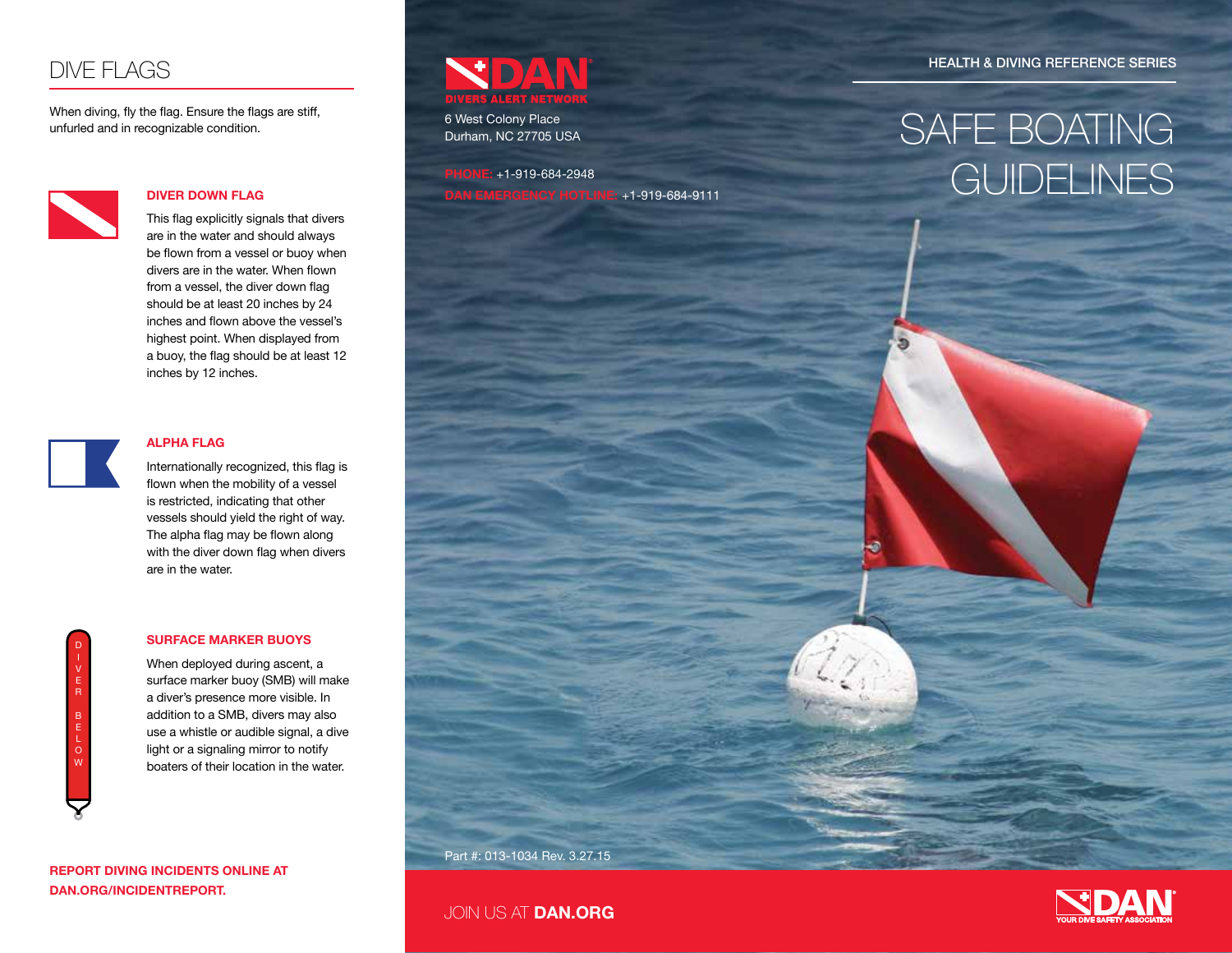# DIVE FLAGS

When diving, fly the flag. Ensure the flags are stiff, unfurled and in recognizable condition.

### DIVER DOWN FLAG

This flag explicitly signals that divers are in the water and should always be flown from a vessel or buoy when divers are in the water. When flown from a vessel, the diver down flag should be at least 20 inches by 24 inches and flown above the vessel's highest point. When displayed from a buoy, the flag should be at least 12 inches by 12 inches.

### ALPHA FLAG

Internationally recognized, this flag is flown when the mobility of a vessel is restricted, indicating that other vessels should yield the right of way. The alpha flag may be flown along with the diver down flag when divers are in the water.

### SURFACE MARKER BUOYS

DIVER BELOW

When deployed during ascent, a surface marker buoy (SMB) will make a diver's presence more visible. In addition to a SMB, divers may also use a whistle or audible signal, a dive light or a signaling mirror to notify boaters of their location in the water.

**REPORT DIVING INCIDENTS ONLINE AT DAN.ORG/INCIDENTREPORT.**

DAN
DIVERS ALERT NETWORK

6 West Colony Place
Durham, NC 27705 USA

PHONE: +1-919-684-2948
DAN EMERGENCY HOTLINE: +1-919-684-9111

HEALTH & DIVING REFERENCE SERIES

# SAFE BOATING GUIDELINES

Part #: 013-1034 Rev. 3.27.15

JOIN US AT **DAN.ORG**

DAN
YOUR DIVE SAFETY ASSOCIATION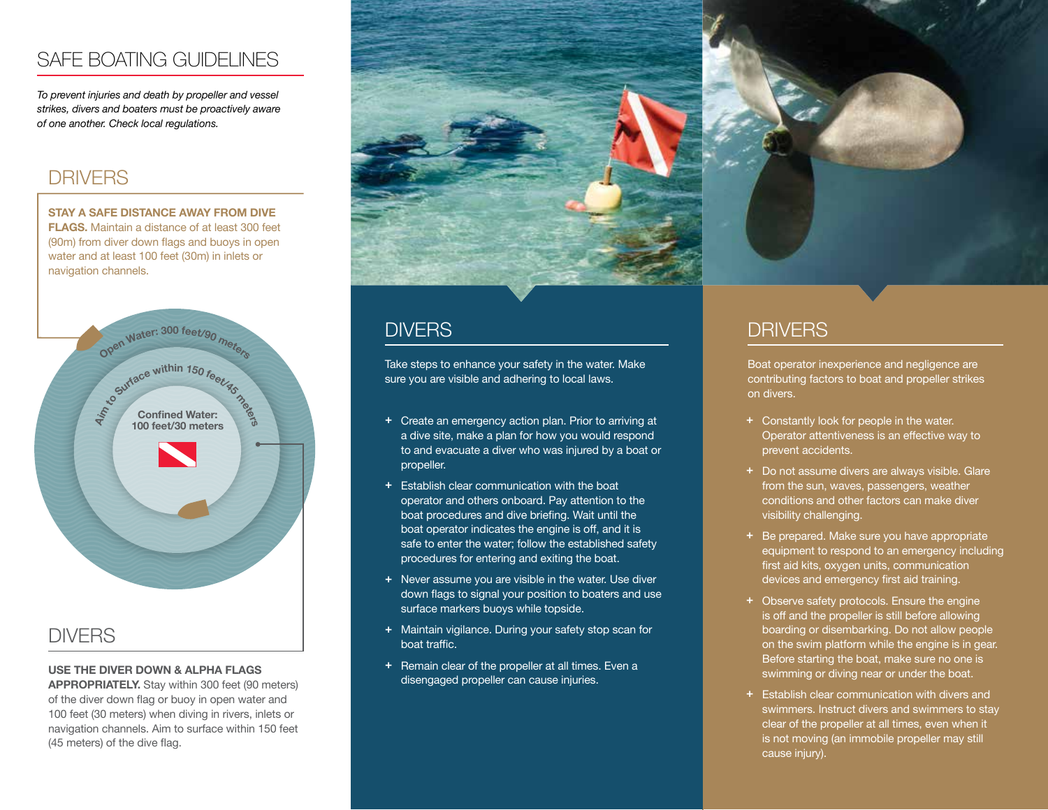# SAFE BOATING GUIDELINES

*To prevent injuries and death by propeller and vessel strikes, divers and boaters must be proactively aware of one another. Check local regulations.*

## DRIVERS

**STAY A SAFE DISTANCE AWAY FROM DIVE FLAGS.** Maintain a distance of at least 300 feet (90m) from diver down flags and buoys in open water and at least 100 feet (30m) in inlets or navigation channels.

Open Water: 300 feet/90 meters

Aim to Surface within 150 feet/45 meters

Confined Water: 100 feet/30 meters

## DIVERS

**USE THE DIVER DOWN & ALPHA FLAGS APPROPRIATELY.** Stay within 300 feet (90 meters) of the diver down flag or buoy in open water and 100 feet (30 meters) when diving in rivers, inlets or navigation channels. Aim to surface within 150 feet (45 meters) of the dive flag.

## DIVERS

Take steps to enhance your safety in the water. Make sure you are visible and adhering to local laws.

+ Create an emergency action plan. Prior to arriving at a dive site, make a plan for how you would respond to and evacuate a diver who was injured by a boat or propeller.
+ Establish clear communication with the boat operator and others onboard. Pay attention to the boat procedures and dive briefing. Wait until the boat operator indicates the engine is off, and it is safe to enter the water; follow the established safety procedures for entering and exiting the boat.
+ Never assume you are visible in the water. Use diver down flags to signal your position to boaters and use surface markers buoys while topside.
+ Maintain vigilance. During your safety stop scan for boat traffic.
+ Remain clear of the propeller at all times. Even a disengaged propeller can cause injuries.

## DRIVERS

Boat operator inexperience and negligence are contributing factors to boat and propeller strikes on divers.

+ Constantly look for people in the water. Operator attentiveness is an effective way to prevent accidents.
+ Do not assume divers are always visible. Glare from the sun, waves, passengers, weather conditions and other factors can make diver visibility challenging.
+ Be prepared. Make sure you have appropriate equipment to respond to an emergency including first aid kits, oxygen units, communication devices and emergency first aid training.
+ Observe safety protocols. Ensure the engine is off and the propeller is still before allowing boarding or disembarking. Do not allow people on the swim platform while the engine is in gear. Before starting the boat, make sure no one is swimming or diving near or under the boat.
+ Establish clear communication with divers and swimmers. Instruct divers and swimmers to stay clear of the propeller at all times, even when it is not moving (an immobile propeller may still cause injury).